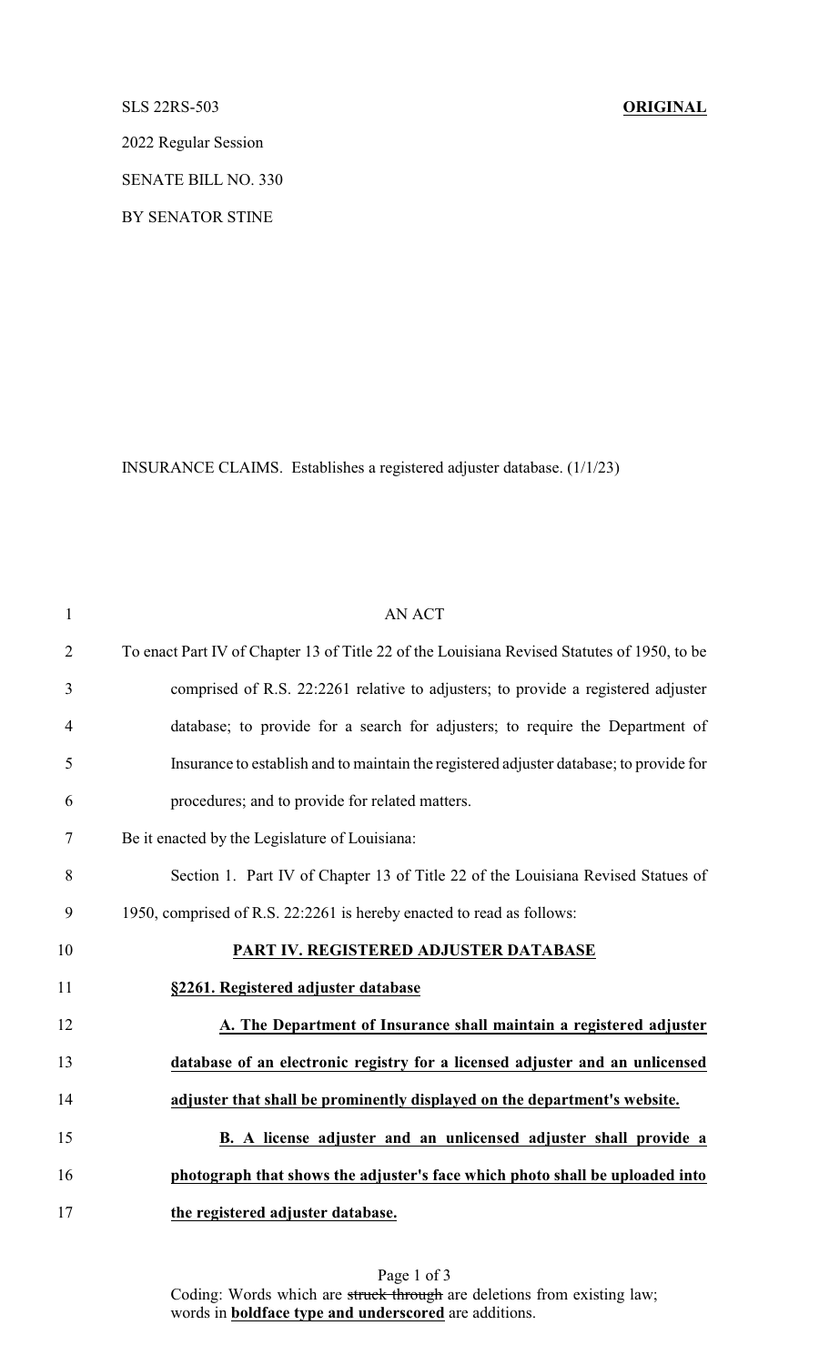SLS 22RS-503 **ORIGINAL**

2022 Regular Session

SENATE BILL NO. 330

BY SENATOR STINE

INSURANCE CLAIMS. Establishes a registered adjuster database. (1/1/23)

AN ACT

To enact Part IV of Chapter 13 of Title 22 of the Louisiana Revised Statutes of 1950, to be comprised of R.S. 22:2261 relative to adjusters; to provide a registered adjuster database; to provide for a search for adjusters; to require the Department of Insurance to establish and to maintain the registered adjuster database; to provide for procedures; and to provide for related matters.

Be it enacted by the Legislature of Louisiana:

Section 1. Part IV of Chapter 13 of Title 22 of the Louisiana Revised Statues of 1950, comprised of R.S. 22:2261 is hereby enacted to read as follows:

**PART IV. REGISTERED ADJUSTER DATABASE**

**§2261. Registered adjuster database**

**A. The Department of Insurance shall maintain a registered adjuster database of an electronic registry for a licensed adjuster and an unlicensed adjuster that shall be prominently displayed on the department's website.**

**B. A license adjuster and an unlicensed adjuster shall provide a photograph that shows the adjuster's face which photo shall be uploaded into the registered adjuster database.**

Coding: Words which are ~~struck through~~ are deletions from existing law; words in **boldface type and underscored** are additions.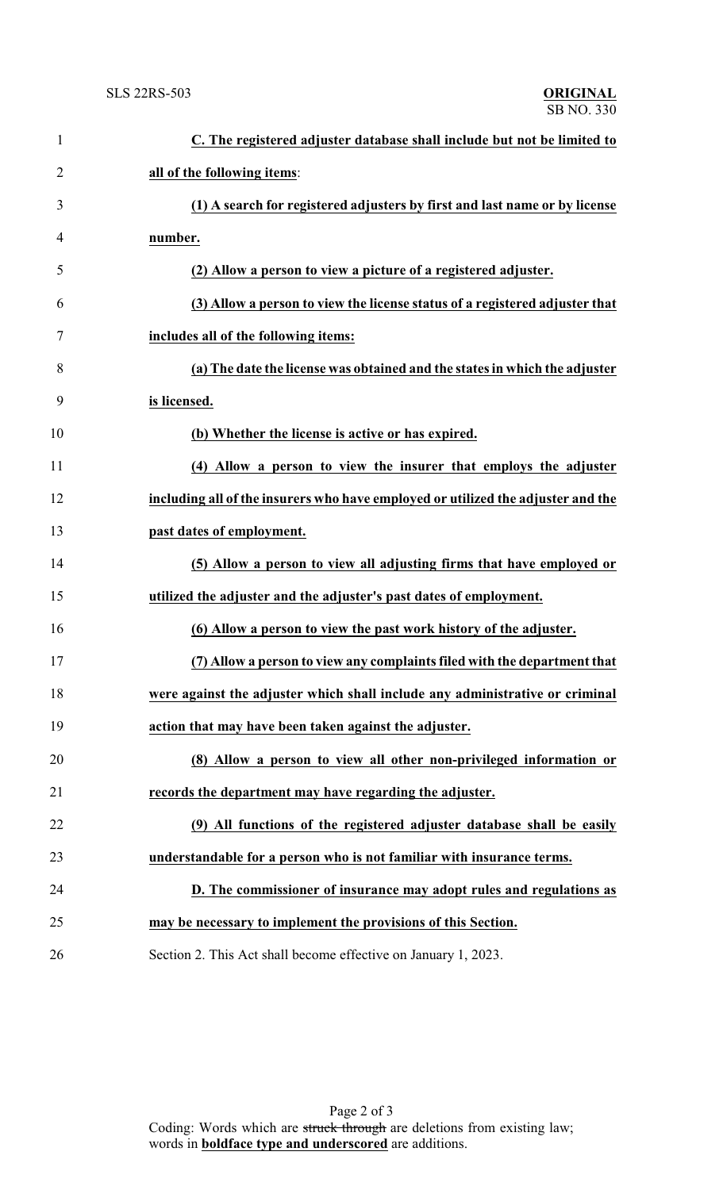**C. The registered adjuster database shall include but not be limited to all of the following items**:

**(1) A search for registered adjusters by first and last name or by license number.**

**(2) Allow a person to view a picture of a registered adjuster.**

**(3) Allow a person to view the license status of a registered adjuster that includes all of the following items:**

**(a) The date the license was obtained and the states in which the adjuster is licensed.**

**(b) Whether the license is active or has expired.**

**(4) Allow a person to view the insurer that employs the adjuster including all of the insurers who have employed or utilized the adjuster and the past dates of employment.**

**(5) Allow a person to view all adjusting firms that have employed or utilized the adjuster and the adjuster's past dates of employment.**

**(6) Allow a person to view the past work history of the adjuster.**

**(7) Allow a person to view any complaints filed with the department that were against the adjuster which shall include any administrative or criminal action that may have been taken against the adjuster.**

**(8) Allow a person to view all other non-privileged information or records the department may have regarding the adjuster.**

**(9) All functions of the registered adjuster database shall be easily understandable for a person who is not familiar with insurance terms.**

**D. The commissioner of insurance may adopt rules and regulations as may be necessary to implement the provisions of this Section.**

Section 2. This Act shall become effective on January 1, 2023.

Coding: Words which are ~~struck through~~ are deletions from existing law; words in **boldface type and underscored** are additions.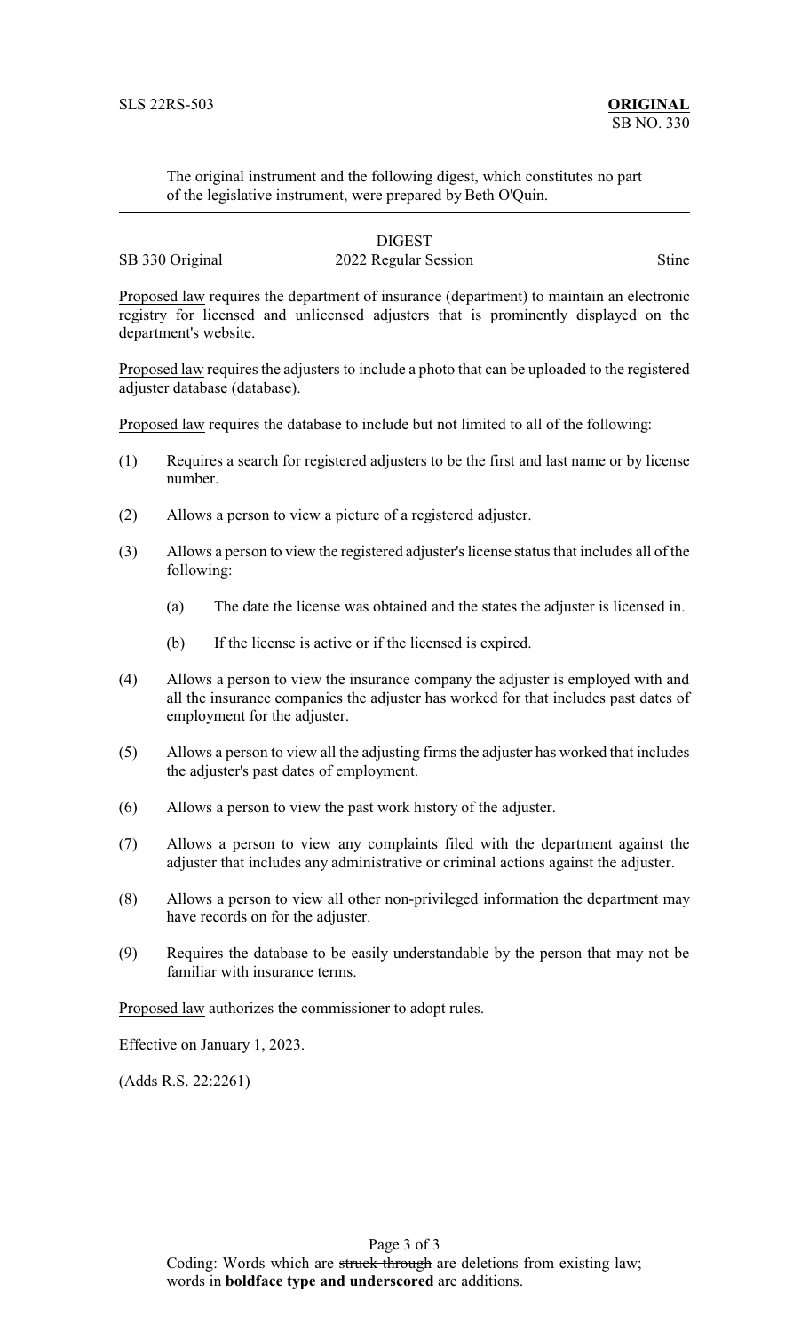SLS 22RS-503 **ORIGINAL**
SB NO. 330

The original instrument and the following digest, which constitutes no part of the legislative instrument, were prepared by Beth O'Quin.

DIGEST

SB 330 Original 2022 Regular Session Stine

Proposed law requires the department of insurance (department) to maintain an electronic registry for licensed and unlicensed adjusters that is prominently displayed on the department's website.

Proposed law requires the adjusters to include a photo that can be uploaded to the registered adjuster database (database).

Proposed law requires the database to include but not limited to all of the following:

(1) Requires a search for registered adjusters to be the first and last name or by license number.

(2) Allows a person to view a picture of a registered adjuster.

(3) Allows a person to view the registered adjuster's license status that includes all of the following:

   (a) The date the license was obtained and the states the adjuster is licensed in.

   (b) If the license is active or if the licensed is expired.

(4) Allows a person to view the insurance company the adjuster is employed with and all the insurance companies the adjuster has worked for that includes past dates of employment for the adjuster.

(5) Allows a person to view all the adjusting firms the adjuster has worked that includes the adjuster's past dates of employment.

(6) Allows a person to view the past work history of the adjuster.

(7) Allows a person to view any complaints filed with the department against the adjuster that includes any administrative or criminal actions against the adjuster.

(8) Allows a person to view all other non-privileged information the department may have records on for the adjuster.

(9) Requires the database to be easily understandable by the person that may not be familiar with insurance terms.

Proposed law authorizes the commissioner to adopt rules.

Effective on January 1, 2023.

(Adds R.S. 22:2261)

Coding: Words which are ~~struck through~~ are deletions from existing law; words in **boldface type and underscored** are additions.